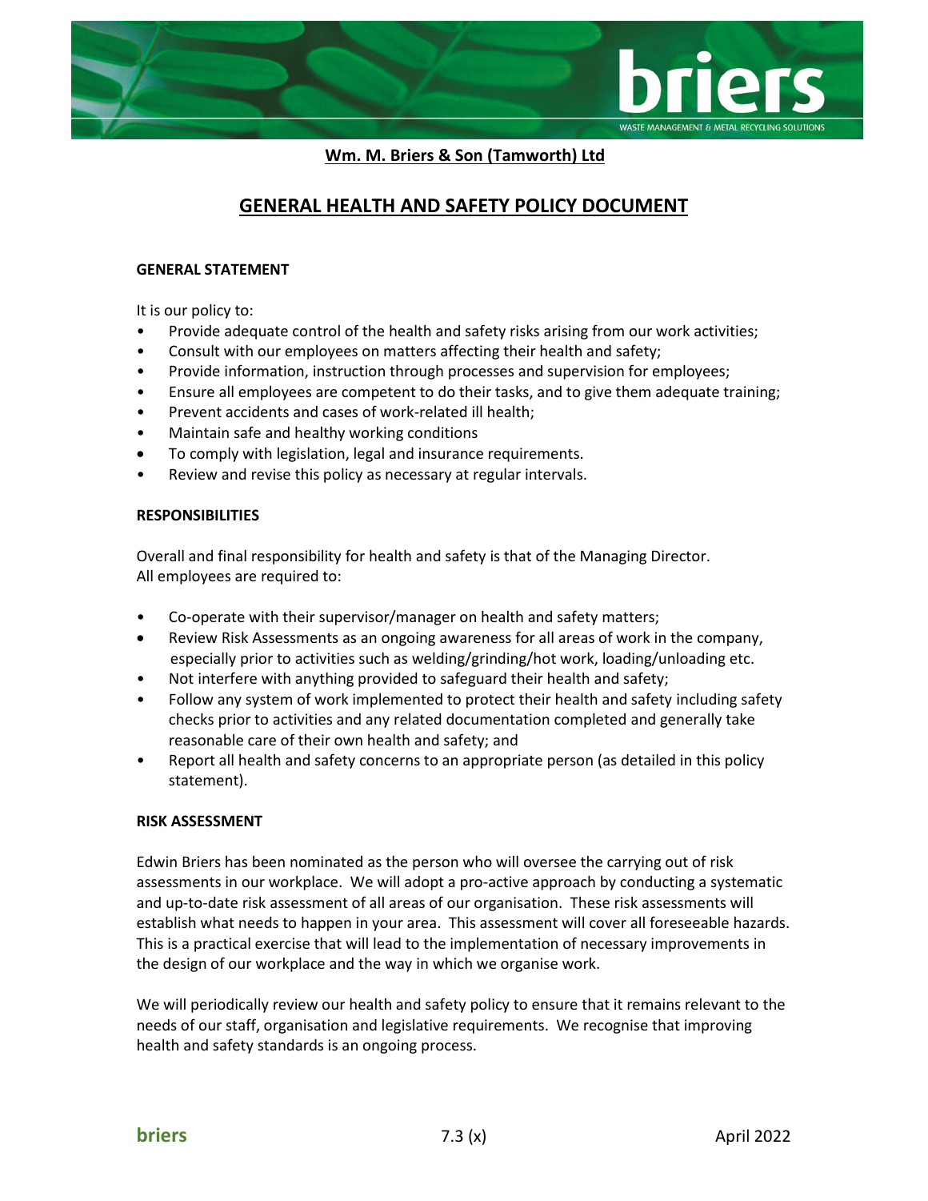**Wm. M. Briers & Son (Tamworth) Ltd**

# GENERAL HEALTH AND SAFETY POLICY DOCUMENT

### GENERAL STATEMENT

It is our policy to:

- Provide adequate control of the health and safety risks arising from our work activities;
- Consult with our employees on matters affecting their health and safety;
- Provide information, instruction through processes and supervision for employees;
- Ensure all employees are competent to do their tasks, and to give them adequate training;
- Prevent accidents and cases of work-related ill health;
- Maintain safe and healthy working conditions
- To comply with legislation, legal and insurance requirements.
- Review and revise this policy as necessary at regular intervals.

### RESPONSIBILITIES

Overall and final responsibility for health and safety is that of the Managing Director.
All employees are required to:

- Co-operate with their supervisor/manager on health and safety matters;
- Review Risk Assessments as an ongoing awareness for all areas of work in the company, especially prior to activities such as welding/grinding/hot work, loading/unloading etc.
- Not interfere with anything provided to safeguard their health and safety;
- Follow any system of work implemented to protect their health and safety including safety checks prior to activities and any related documentation completed and generally take reasonable care of their own health and safety; and
- Report all health and safety concerns to an appropriate person (as detailed in this policy statement).

### RISK ASSESSMENT

Edwin Briers has been nominated as the person who will oversee the carrying out of risk assessments in our workplace. We will adopt a pro-active approach by conducting a systematic and up-to-date risk assessment of all areas of our organisation. These risk assessments will establish what needs to happen in your area. This assessment will cover all foreseeable hazards. This is a practical exercise that will lead to the implementation of necessary improvements in the design of our workplace and the way in which we organise work.

We will periodically review our health and safety policy to ensure that it remains relevant to the needs of our staff, organisation and legislative requirements. We recognise that improving health and safety standards is an ongoing process.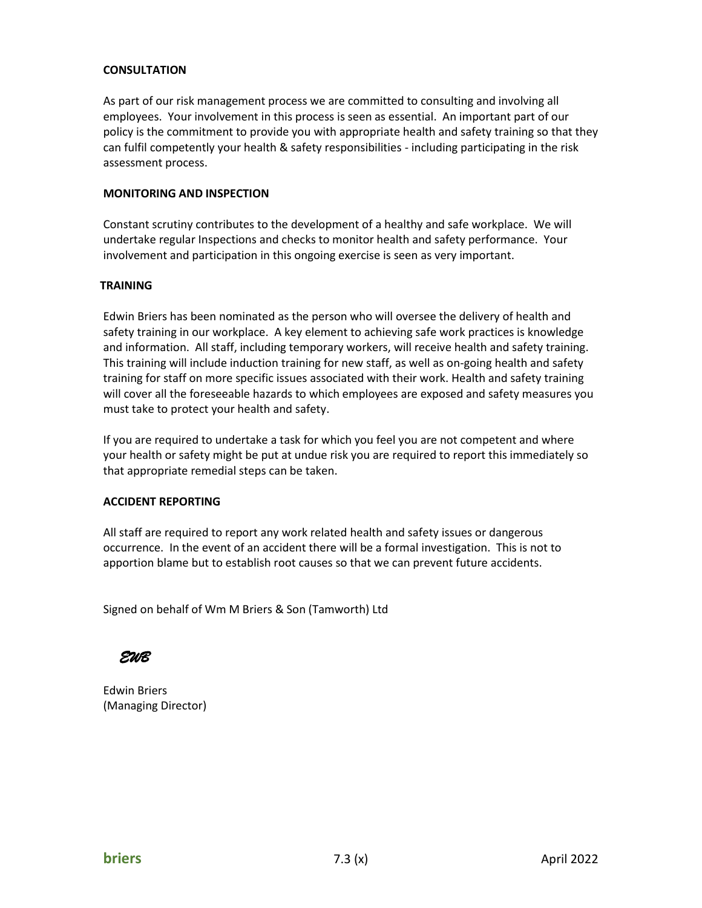**CONSULTATION**

As part of our risk management process we are committed to consulting and involving all employees. Your involvement in this process is seen as essential. An important part of our policy is the commitment to provide you with appropriate health and safety training so that they can fulfil competently your health & safety responsibilities - including participating in the risk assessment process.

**MONITORING AND INSPECTION**

Constant scrutiny contributes to the development of a healthy and safe workplace. We will undertake regular Inspections and checks to monitor health and safety performance. Your involvement and participation in this ongoing exercise is seen as very important.

**TRAINING**

Edwin Briers has been nominated as the person who will oversee the delivery of health and safety training in our workplace. A key element to achieving safe work practices is knowledge and information. All staff, including temporary workers, will receive health and safety training. This training will include induction training for new staff, as well as on-going health and safety training for staff on more specific issues associated with their work. Health and safety training will cover all the foreseeable hazards to which employees are exposed and safety measures you must take to protect your health and safety.

If you are required to undertake a task for which you feel you are not competent and where your health or safety might be put at undue risk you are required to report this immediately so that appropriate remedial steps can be taken.

**ACCIDENT REPORTING**

All staff are required to report any work related health and safety issues or dangerous occurrence. In the event of an accident there will be a formal investigation. This is not to apportion blame but to establish root causes so that we can prevent future accidents.

Signed on behalf of Wm M Briers & Son (Tamworth) Ltd

*EWB*

Edwin Briers
(Managing Director)